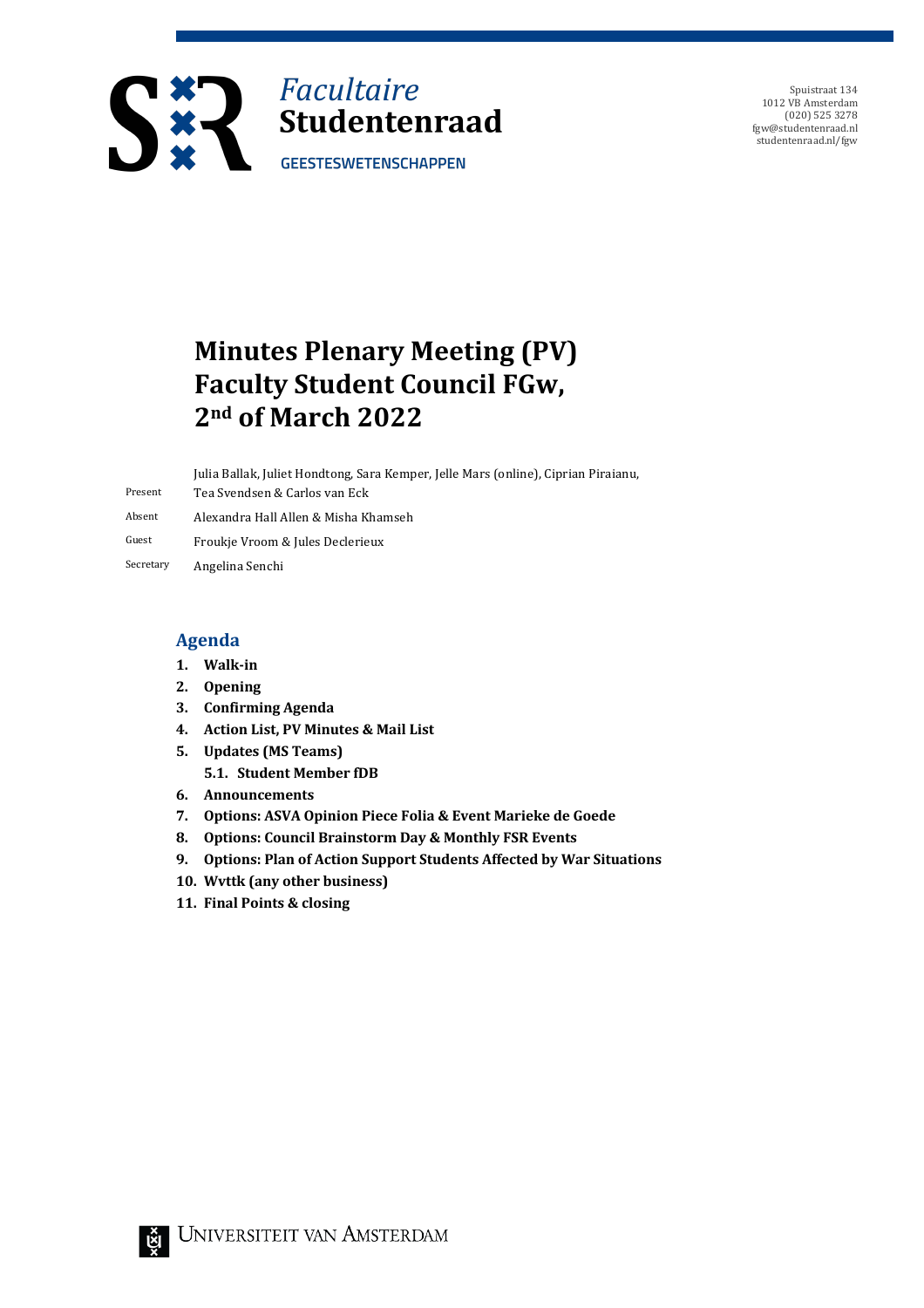Facultaire
Studentenraad
GEESTESWETENSCHAPPEN

Spuistraat 134
1012 VB Amsterdam
(020) 525 3278
fgw@studentenraad.nl
studentenraad.nl/fgw

# Minutes Plenary Meeting (PV) Faculty Student Council FGw, 2nd of March 2022

| | |
|---|---|
| Present | Julia Ballak, Juliet Hondtong, Sara Kemper, Jelle Mars (online), Ciprian Piraianu, Tea Svendsen & Carlos van Eck |
| Absent | Alexandra Hall Allen & Misha Khamseh |
| Guest | Froukje Vroom & Jules Declerieux |
| Secretary | Angelina Senchi |

## Agenda

1. **Walk-in**
2. **Opening**
3. **Confirming Agenda**
4. **Action List, PV Minutes & Mail List**
5. **Updates (MS Teams)**
   5.1. **Student Member fDB**
6. **Announcements**
7. **Options: ASVA Opinion Piece Folia & Event Marieke de Goede**
8. **Options: Council Brainstorm Day & Monthly FSR Events**
9. **Options: Plan of Action Support Students Affected by War Situations**
10. **Wvttk (any other business)**
11. **Final Points & closing**

Universiteit van Amsterdam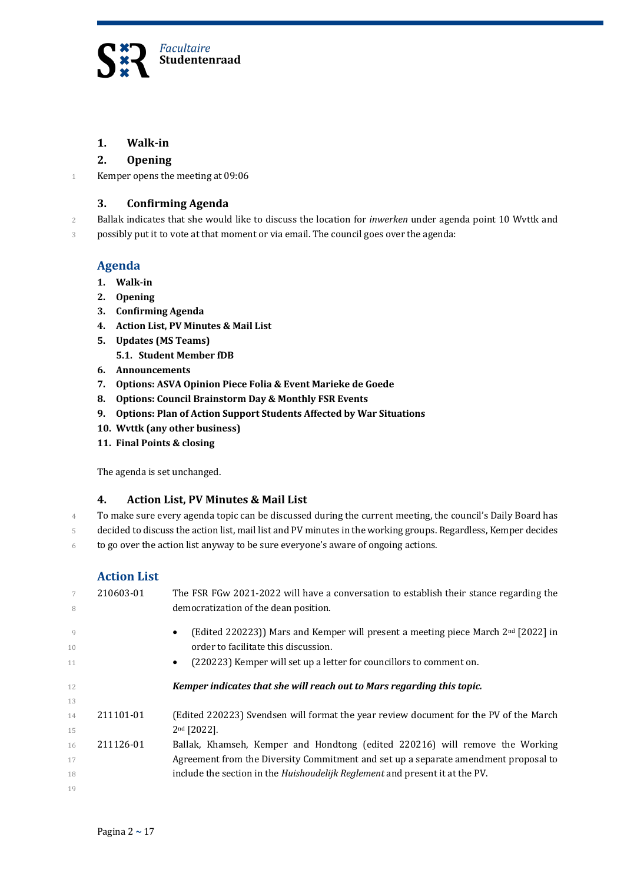## 1. Walk-in

## 2. Opening

Kemper opens the meeting at 09:06

## 3. Confirming Agenda

Ballak indicates that she would like to discuss the location for *inwerken* under agenda point 10 Wvttk and possibly put it to vote at that moment or via email. The council goes over the agenda:

### Agenda

1. **Walk-in**
2. **Opening**
3. **Confirming Agenda**
4. **Action List, PV Minutes & Mail List**
5. **Updates (MS Teams)**
   5.1. **Student Member fDB**
6. **Announcements**
7. **Options: ASVA Opinion Piece Folia & Event Marieke de Goede**
8. **Options: Council Brainstorm Day & Monthly FSR Events**
9. **Options: Plan of Action Support Students Affected by War Situations**
10. **Wvttk (any other business)**
11. **Final Points & closing**

The agenda is set unchanged.

## 4. Action List, PV Minutes & Mail List

To make sure every agenda topic can be discussed during the current meeting, the council's Daily Board has decided to discuss the action list, mail list and PV minutes in the working groups. Regardless, Kemper decides to go over the action list anyway to be sure everyone's aware of ongoing actions.

### Action List

210603-01 The FSR FGw 2021-2022 will have a conversation to establish their stance regarding the democratization of the dean position.

- (Edited 220223)) Mars and Kemper will present a meeting piece March 2nd [2022] in order to facilitate this discussion.
- (220223) Kemper will set up a letter for councillors to comment on.

***Kemper indicates that she will reach out to Mars regarding this topic.***

211101-01 (Edited 220223) Svendsen will format the year review document for the PV of the March 2nd [2022].

211126-01 Ballak, Khamseh, Kemper and Hondtong (edited 220216) will remove the Working Agreement from the Diversity Commitment and set up a separate amendment proposal to include the section in the *Huishoudelijk Reglement* and present it at the PV.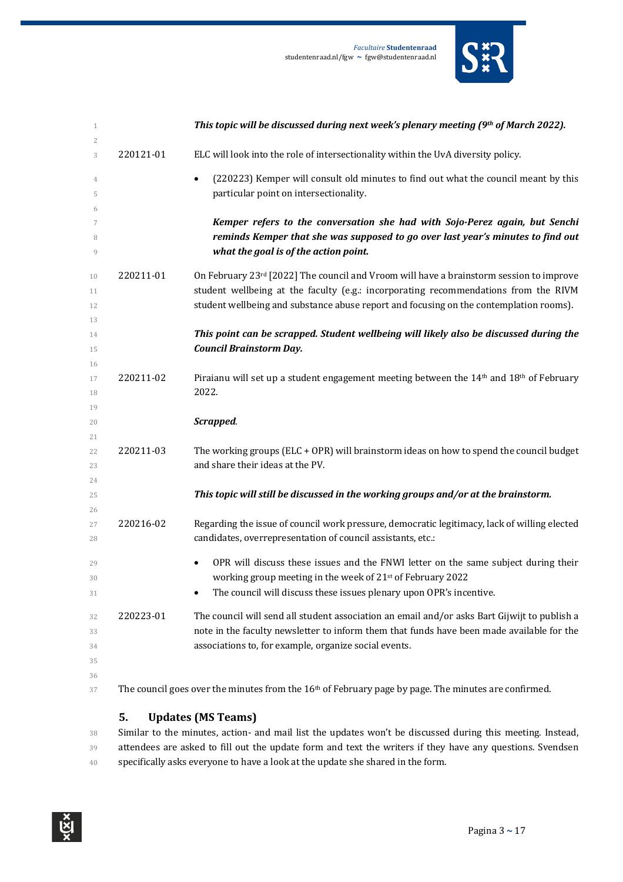***This topic will be discussed during next week's plenary meeting (9th of March 2022).***

| | |
|---|---|
| 220121-01 | ELC will look into the role of intersectionality within the UvA diversity policy.<br>• (220223) Kemper will consult old minutes to find out what the council meant by this particular point on intersectionality.<br>***Kemper refers to the conversation she had with Sojo-Perez again, but Senchi reminds Kemper that she was supposed to go over last year's minutes to find out what the goal is of the action point.*** |
| 220211-01 | On February 23rd [2022] The council and Vroom will have a brainstorm session to improve student wellbeing at the faculty (e.g.: incorporating recommendations from the RIVM student wellbeing and substance abuse report and focusing on the contemplation rooms).<br>***This point can be scrapped. Student wellbeing will likely also be discussed during the Council Brainstorm Day.*** |
| 220211-02 | Piraianu will set up a student engagement meeting between the 14th and 18th of February 2022.<br>***Scrapped.*** |
| 220211-03 | The working groups (ELC + OPR) will brainstorm ideas on how to spend the council budget and share their ideas at the PV.<br>***This topic will still be discussed in the working groups and/or at the brainstorm.*** |
| 220216-02 | Regarding the issue of council work pressure, democratic legitimacy, lack of willing elected candidates, overrepresentation of council assistants, etc.:<br>• OPR will discuss these issues and the FNWI letter on the same subject during their working group meeting in the week of 21st of February 2022<br>• The council will discuss these issues plenary upon OPR's incentive. |
| 220223-01 | The council will send all student association an email and/or asks Bart Gijwijt to publish a note in the faculty newsletter to inform them that funds have been made available for the associations to, for example, organize social events. |

The council goes over the minutes from the 16th of February page by page. The minutes are confirmed.

## 5. Updates (MS Teams)

Similar to the minutes, action- and mail list the updates won't be discussed during this meeting. Instead, attendees are asked to fill out the update form and text the writers if they have any questions. Svendsen specifically asks everyone to have a look at the update she shared in the form.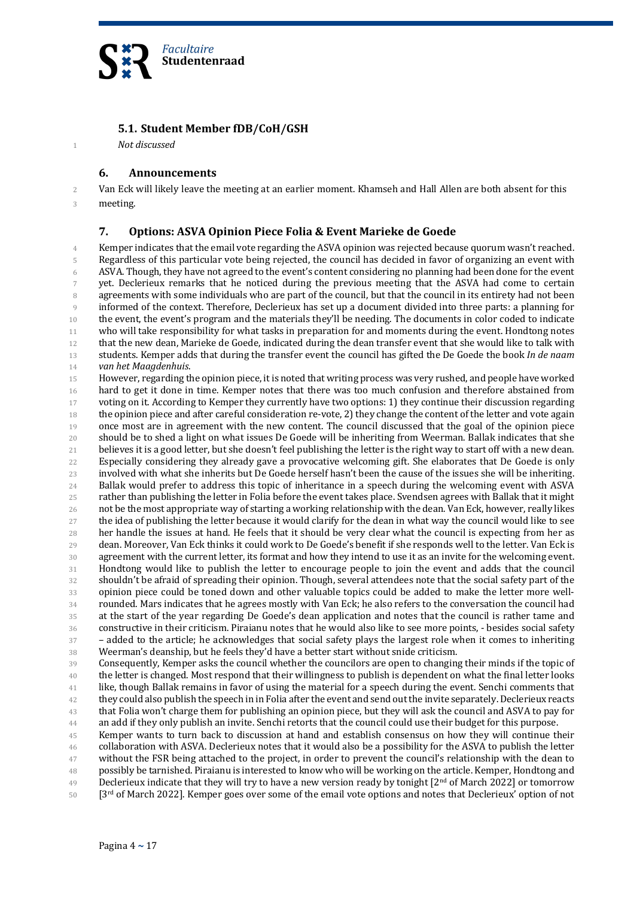### 5.1. Student Member fDB/CoH/GSH

*Not discussed*

### 6. Announcements

Van Eck will likely leave the meeting at an earlier moment. Khamseh and Hall Allen are both absent for this meeting.

### 7. Options: ASVA Opinion Piece Folia & Event Marieke de Goede

Kemper indicates that the email vote regarding the ASVA opinion was rejected because quorum wasn't reached. Regardless of this particular vote being rejected, the council has decided in favor of organizing an event with ASVA. Though, they have not agreed to the event's content considering no planning had been done for the event yet. Declerieux remarks that he noticed during the previous meeting that the ASVA had come to certain agreements with some individuals who are part of the council, but that the council in its entirety had not been informed of the context. Therefore, Declerieux has set up a document divided into three parts: a planning for the event, the event's program and the materials they'll be needing. The documents in color coded to indicate who will take responsibility for what tasks in preparation for and moments during the event. Hondtong notes that the new dean, Marieke de Goede, indicated during the dean transfer event that she would like to talk with students. Kemper adds that during the transfer event the council has gifted the De Goede the book *In de naam van het Maagdenhuis*.

However, regarding the opinion piece, it is noted that writing process was very rushed, and people have worked hard to get it done in time. Kemper notes that there was too much confusion and therefore abstained from voting on it. According to Kemper they currently have two options: 1) they continue their discussion regarding the opinion piece and after careful consideration re-vote, 2) they change the content of the letter and vote again once most are in agreement with the new content. The council discussed that the goal of the opinion piece should be to shed a light on what issues De Goede will be inheriting from Weerman. Ballak indicates that she believes it is a good letter, but she doesn't feel publishing the letter is the right way to start off with a new dean. Especially considering they already gave a provocative welcoming gift. She elaborates that De Goede is only involved with what she inherits but De Goede herself hasn't been the cause of the issues she will be inheriting. Ballak would prefer to address this topic of inheritance in a speech during the welcoming event with ASVA rather than publishing the letter in Folia before the event takes place. Svendsen agrees with Ballak that it might not be the most appropriate way of starting a working relationship with the dean. Van Eck, however, really likes the idea of publishing the letter because it would clarify for the dean in what way the council would like to see her handle the issues at hand. He feels that it should be very clear what the council is expecting from her as dean. Moreover, Van Eck thinks it could work to De Goede's benefit if she responds well to the letter. Van Eck is agreement with the current letter, its format and how they intend to use it as an invite for the welcoming event. Hondtong would like to publish the letter to encourage people to join the event and adds that the council shouldn't be afraid of spreading their opinion. Though, several attendees note that the social safety part of the opinion piece could be toned down and other valuable topics could be added to make the letter more well-rounded. Mars indicates that he agrees mostly with Van Eck; he also refers to the conversation the council had at the start of the year regarding De Goede's dean application and notes that the council is rather tame and constructive in their criticism. Piraianu notes that he would also like to see more points, - besides social safety – added to the article; he acknowledges that social safety plays the largest role when it comes to inheriting Weerman's deanship, but he feels they'd have a better start without snide criticism.

Consequently, Kemper asks the council whether the councilors are open to changing their minds if the topic of the letter is changed. Most respond that their willingness to publish is dependent on what the final letter looks like, though Ballak remains in favor of using the material for a speech during the event. Senchi comments that they could also publish the speech in in Folia after the event and send out the invite separately. Declerieux reacts that Folia won't charge them for publishing an opinion piece, but they will ask the council and ASVA to pay for an add if they only publish an invite. Senchi retorts that the council could use their budget for this purpose.

Kemper wants to turn back to discussion at hand and establish consensus on how they will continue their collaboration with ASVA. Declerieux notes that it would also be a possibility for the ASVA to publish the letter without the FSR being attached to the project, in order to prevent the council's relationship with the dean to possibly be tarnished. Piraianu is interested to know who will be working on the article. Kemper, Hondtong and Declerieux indicate that they will try to have a new version ready by tonight [2nd of March 2022] or tomorrow [3rd of March 2022]. Kemper goes over some of the email vote options and notes that Declerieux' option of not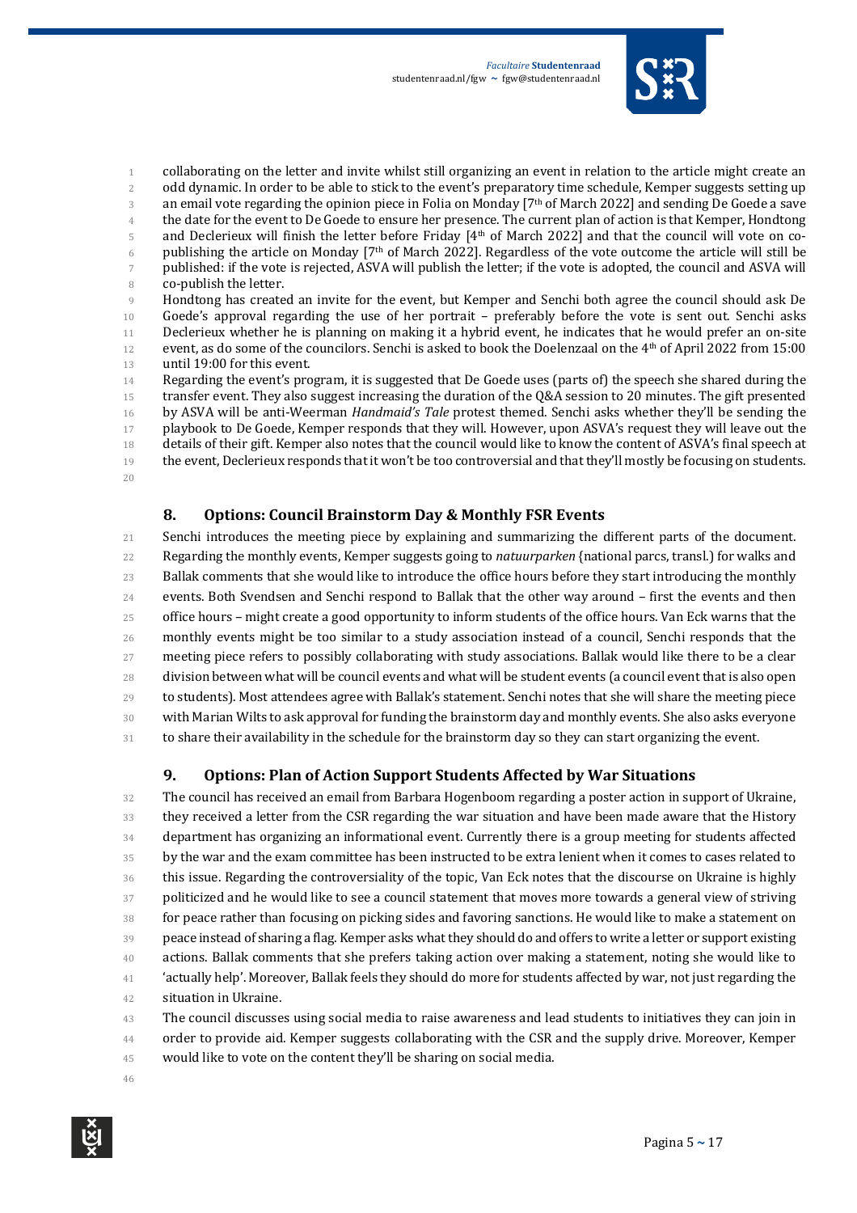collaborating on the letter and invite whilst still organizing an event in relation to the article might create an odd dynamic. In order to be able to stick to the event's preparatory time schedule, Kemper suggests setting up an email vote regarding the opinion piece in Folia on Monday [7th of March 2022] and sending De Goede a save the date for the event to De Goede to ensure her presence. The current plan of action is that Kemper, Hondtong and Declerieux will finish the letter before Friday [4th of March 2022] and that the council will vote on co-publishing the article on Monday [7th of March 2022]. Regardless of the vote outcome the article will still be published: if the vote is rejected, ASVA will publish the letter; if the vote is adopted, the council and ASVA will co-publish the letter.

Hondtong has created an invite for the event, but Kemper and Senchi both agree the council should ask De Goede's approval regarding the use of her portrait – preferably before the vote is sent out. Senchi asks Declerieux whether he is planning on making it a hybrid event, he indicates that he would prefer an on-site event, as do some of the councilors. Senchi is asked to book the Doelenzaal on the 4th of April 2022 from 15:00 until 19:00 for this event.

Regarding the event's program, it is suggested that De Goede uses (parts of) the speech she shared during the transfer event. They also suggest increasing the duration of the Q&A session to 20 minutes. The gift presented by ASVA will be anti-Weerman *Handmaid's Tale* protest themed. Senchi asks whether they'll be sending the playbook to De Goede, Kemper responds that they will. However, upon ASVA's request they will leave out the details of their gift. Kemper also notes that the council would like to know the content of ASVA's final speech at the event, Declerieux responds that it won't be too controversial and that they'll mostly be focusing on students.

### 8. Options: Council Brainstorm Day & Monthly FSR Events

Senchi introduces the meeting piece by explaining and summarizing the different parts of the document. Regarding the monthly events, Kemper suggests going to *natuurparken* {national parcs, transl.} for walks and Ballak comments that she would like to introduce the office hours before they start introducing the monthly events. Both Svendsen and Senchi respond to Ballak that the other way around – first the events and then office hours – might create a good opportunity to inform students of the office hours. Van Eck warns that the monthly events might be too similar to a study association instead of a council, Senchi responds that the meeting piece refers to possibly collaborating with study associations. Ballak would like there to be a clear division between what will be council events and what will be student events (a council event that is also open to students). Most attendees agree with Ballak's statement. Senchi notes that she will share the meeting piece with Marian Wilts to ask approval for funding the brainstorm day and monthly events. She also asks everyone to share their availability in the schedule for the brainstorm day so they can start organizing the event.

### 9. Options: Plan of Action Support Students Affected by War Situations

The council has received an email from Barbara Hogenboom regarding a poster action in support of Ukraine, they received a letter from the CSR regarding the war situation and have been made aware that the History department has organizing an informational event. Currently there is a group meeting for students affected by the war and the exam committee has been instructed to be extra lenient when it comes to cases related to this issue. Regarding the controversiality of the topic, Van Eck notes that the discourse on Ukraine is highly politicized and he would like to see a council statement that moves more towards a general view of striving for peace rather than focusing on picking sides and favoring sanctions. He would like to make a statement on peace instead of sharing a flag. Kemper asks what they should do and offers to write a letter or support existing actions. Ballak comments that she prefers taking action over making a statement, noting she would like to 'actually help'. Moreover, Ballak feels they should do more for students affected by war, not just regarding the situation in Ukraine.

The council discusses using social media to raise awareness and lead students to initiatives they can join in order to provide aid. Kemper suggests collaborating with the CSR and the supply drive. Moreover, Kemper would like to vote on the content they'll be sharing on social media.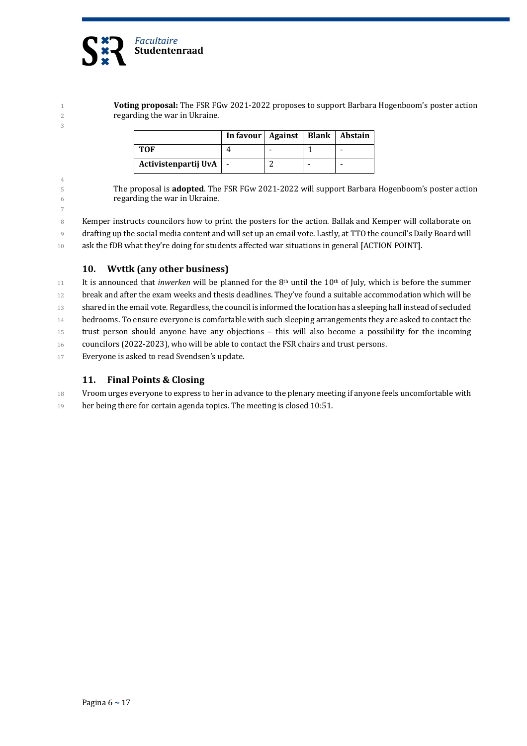**Voting proposal:** The FSR FGw 2021-2022 proposes to support Barbara Hogenboom's poster action regarding the war in Ukraine.

| | In favour | Against | Blank | Abstain |
|---|---|---|---|---|
| **TOF** | 4 | - | 1 | - |
| **Activistenpartij UvA** | - | 2 | - | - |

The proposal is **adopted**. The FSR FGw 2021-2022 will support Barbara Hogenboom's poster action regarding the war in Ukraine.

Kemper instructs councilors how to print the posters for the action. Ballak and Kemper will collaborate on drafting up the social media content and will set up an email vote. Lastly, at TTO the council's Daily Board will ask the fDB what they're doing for students affected war situations in general [ACTION POINT].

## 10. Wvttk (any other business)

It is announced that *inwerken* will be planned for the 8th until the 10th of July, which is before the summer break and after the exam weeks and thesis deadlines. They've found a suitable accommodation which will be shared in the email vote. Regardless, the council is informed the location has a sleeping hall instead of secluded bedrooms. To ensure everyone is comfortable with such sleeping arrangements they are asked to contact the trust person should anyone have any objections – this will also become a possibility for the incoming councilors (2022-2023), who will be able to contact the FSR chairs and trust persons.
Everyone is asked to read Svendsen's update.

## 11. Final Points & Closing

Vroom urges everyone to express to her in advance to the plenary meeting if anyone feels uncomfortable with her being there for certain agenda topics. The meeting is closed 10:51.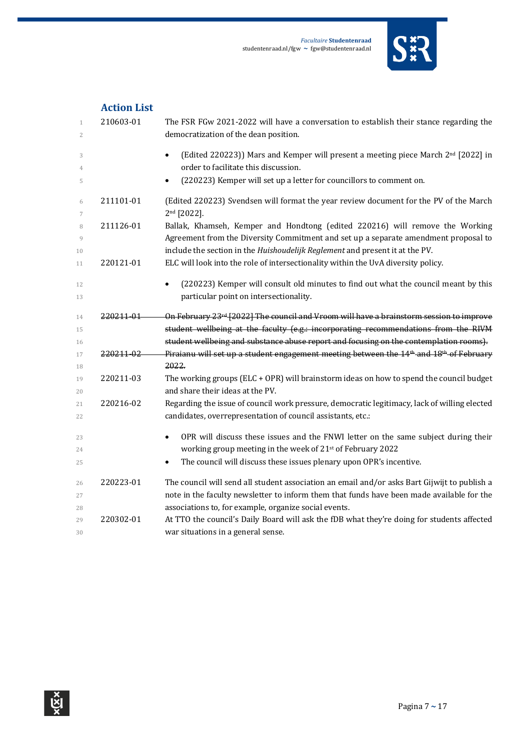## Action List

| | |
|---|---|
| 210603-01 | The FSR FGw 2021-2022 will have a conversation to establish their stance regarding the democratization of the dean position.<br>• (Edited 220223)) Mars and Kemper will present a meeting piece March 2nd [2022] in order to facilitate this discussion.<br>• (220223) Kemper will set up a letter for councillors to comment on. |
| 211101-01 | (Edited 220223) Svendsen will format the year review document for the PV of the March 2nd [2022]. |
| 211126-01 | Ballak, Khamseh, Kemper and Hondtong (edited 220216) will remove the Working Agreement from the Diversity Commitment and set up a separate amendment proposal to include the section in the *Huishoudelijk Reglement* and present it at the PV. |
| 220121-01 | ELC will look into the role of intersectionality within the UvA diversity policy.<br>• (220223) Kemper will consult old minutes to find out what the council meant by this particular point on intersectionality. |
| ~~220211-01~~ | ~~On February 23rd [2022] The council and Vroom will have a brainstorm session to improve student wellbeing at the faculty (e.g.: incorporating recommendations from the RIVM student wellbeing and substance abuse report and focusing on the contemplation rooms).~~ |
| ~~220211-02~~ | ~~Piraianu will set up a student engagement meeting between the 14th and 18th of February 2022.~~ |
| 220211-03 | The working groups (ELC + OPR) will brainstorm ideas on how to spend the council budget and share their ideas at the PV. |
| 220216-02 | Regarding the issue of council work pressure, democratic legitimacy, lack of willing elected candidates, overrepresentation of council assistants, etc.:<br>• OPR will discuss these issues and the FNWI letter on the same subject during their working group meeting in the week of 21st of February 2022<br>• The council will discuss these issues plenary upon OPR's incentive. |
| 220223-01 | The council will send all student association an email and/or asks Bart Gijwijt to publish a note in the faculty newsletter to inform them that funds have been made available for the associations to, for example, organize social events. |
| 220302-01 | At TTO the council's Daily Board will ask the fDB what they're doing for students affected war situations in a general sense. |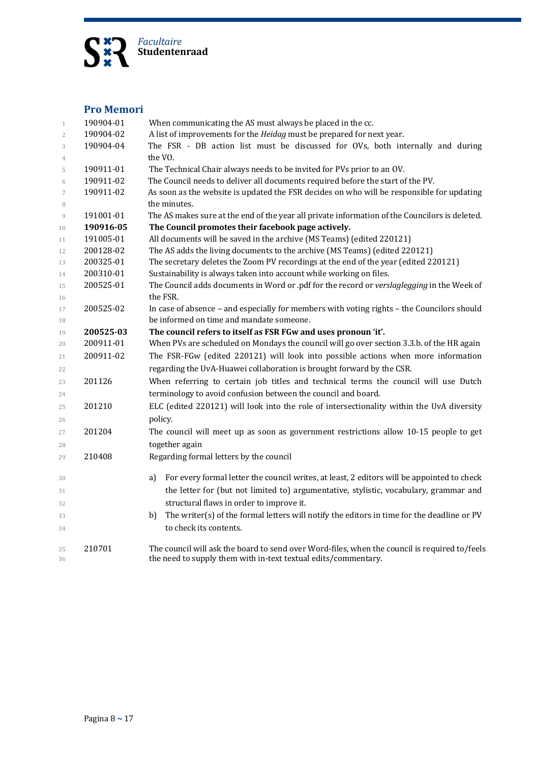## Pro Memori

| | |
|---|---|
| 190904-01 | When communicating the AS must always be placed in the cc. |
| 190904-02 | A list of improvements for the *Heidag* must be prepared for next year. |
| 190904-04 | The FSR - DB action list must be discussed for OVs, both internally and during the VO. |
| 190911-01 | The Technical Chair always needs to be invited for PVs prior to an OV. |
| 190911-02 | The Council needs to deliver all documents required before the start of the PV. |
| 190911-02 | As soon as the website is updated the FSR decides on who will be responsible for updating the minutes. |
| 191001-01 | The AS makes sure at the end of the year all private information of the Councilors is deleted. |
| **190916-05** | **The Council promotes their facebook page actively.** |
| 191005-01 | All documents will be saved in the archive (MS Teams) (edited 220121) |
| 200128-02 | The AS adds the living documents to the archive (MS Teams) (edited 220121) |
| 200325-01 | The secretary deletes the Zoom PV recordings at the end of the year (edited 220121) |
| 200310-01 | Sustainability is always taken into account while working on files. |
| 200525-01 | The Council adds documents in Word or .pdf for the record or *verslaglegging* in the Week of the FSR. |
| 200525-02 | In case of absence – and especially for members with voting rights – the Councilors should be informed on time and mandate someone. |
| **200525-03** | **The council refers to itself as FSR FGw and uses pronoun 'it'.** |
| 200911-01 | When PVs are scheduled on Mondays the council will go over section 3.3.b. of the HR again |
| 200911-02 | The FSR-FGw (edited 220121) will look into possible actions when more information regarding the UvA-Huawei collaboration is brought forward by the CSR. |
| 201126 | When referring to certain job titles and technical terms the council will use Dutch terminology to avoid confusion between the council and board. |
| 201210 | ELC (edited 220121) will look into the role of intersectionality within the UvA diversity policy. |
| 201204 | The council will meet up as soon as government restrictions allow 10-15 people to get together again |
| 210408 | Regarding formal letters by the council<br>a) For every formal letter the council writes, at least, 2 editors will be appointed to check the letter for (but not limited to) argumentative, stylistic, vocabulary, grammar and structural flaws in order to improve it.<br>b) The writer(s) of the formal letters will notify the editors in time for the deadline or PV to check its contents. |
| 210701 | The council will ask the board to send over Word-files, when the council is required to/feels the need to supply them with in-text textual edits/commentary. |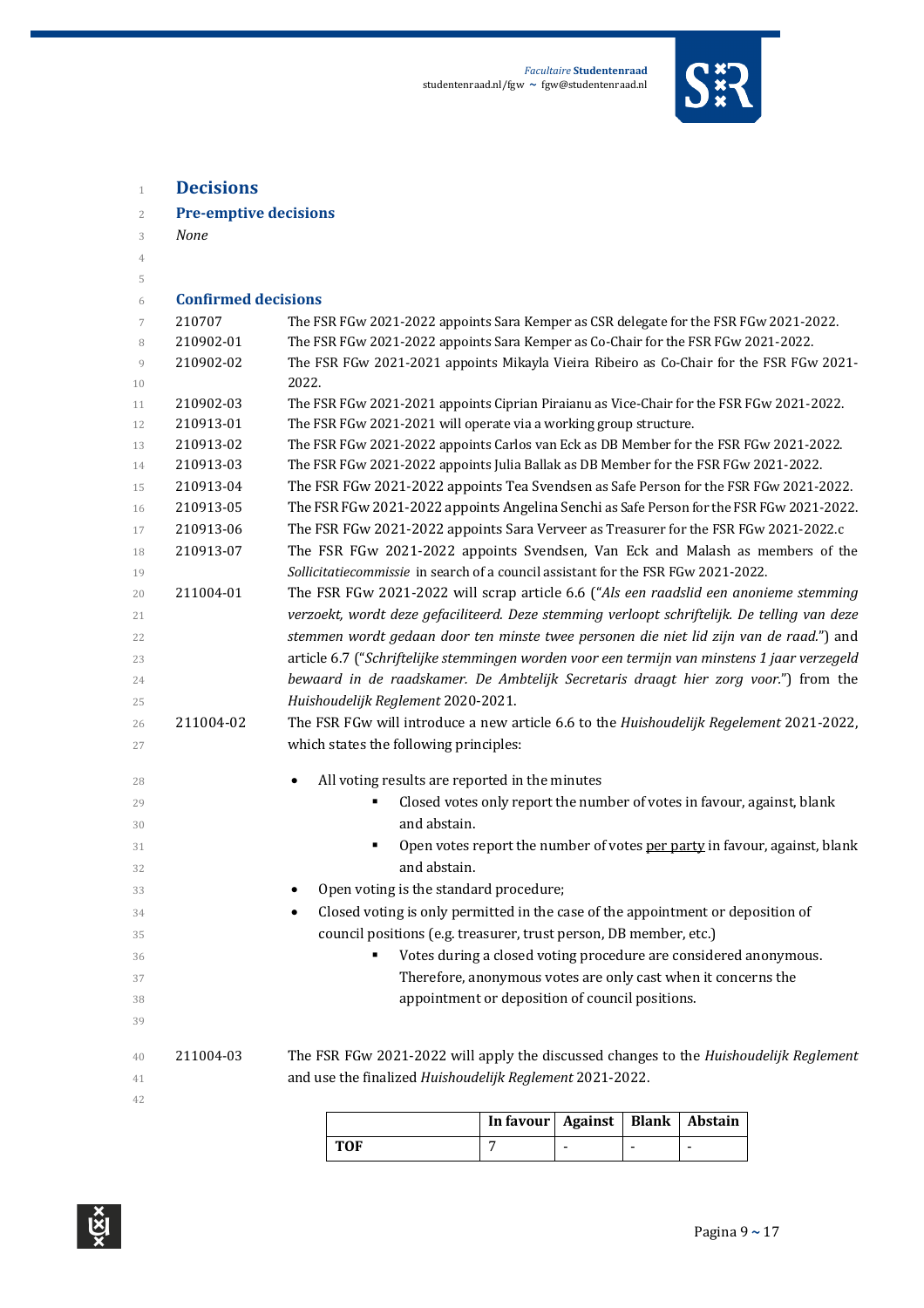# Decisions

## Pre-emptive decisions

*None*

## Confirmed decisions

210707 The FSR FGw 2021-2022 appoints Sara Kemper as CSR delegate for the FSR FGw 2021-2022.

210902-01 The FSR FGw 2021-2022 appoints Sara Kemper as Co-Chair for the FSR FGw 2021-2022.

210902-02 The FSR FGw 2021-2021 appoints Mikayla Vieira Ribeiro as Co-Chair for the FSR FGw 2021-2022.

210902-03 The FSR FGw 2021-2021 appoints Ciprian Piraianu as Vice-Chair for the FSR FGw 2021-2022.

210913-01 The FSR FGw 2021-2021 will operate via a working group structure.

210913-02 The FSR FGw 2021-2022 appoints Carlos van Eck as DB Member for the FSR FGw 2021-2022.

210913-03 The FSR FGw 2021-2022 appoints Julia Ballak as DB Member for the FSR FGw 2021-2022.

210913-04 The FSR FGw 2021-2022 appoints Tea Svendsen as Safe Person for the FSR FGw 2021-2022.

210913-05 The FSR FGw 2021-2022 appoints Angelina Senchi as Safe Person for the FSR FGw 2021-2022.

210913-06 The FSR FGw 2021-2022 appoints Sara Verveer as Treasurer for the FSR FGw 2021-2022.c

210913-07 The FSR FGw 2021-2022 appoints Svendsen, Van Eck and Malash as members of the *Sollicitatiecommissie* in search of a council assistant for the FSR FGw 2021-2022.

211004-01 The FSR FGw 2021-2022 will scrap article 6.6 ("*Als een raadslid een anonieme stemming verzoekt, wordt deze gefaciliteerd. Deze stemming verloopt schriftelijk. De telling van deze stemmen wordt gedaan door ten minste twee personen die niet lid zijn van de raad.*") and article 6.7 ("*Schriftelijke stemmingen worden voor een termijn van minstens 1 jaar verzegeld bewaard in de raadskamer. De Ambtelijk Secretaris draagt hier zorg voor.*") from the *Huishoudelijk Reglement* 2020-2021.

211004-02 The FSR FGw will introduce a new article 6.6 to the *Huishoudelijk Regelement* 2021-2022, which states the following principles:

- All voting results are reported in the minutes
  - Closed votes only report the number of votes in favour, against, blank and abstain.
  - Open votes report the number of votes per party in favour, against, blank and abstain.
- Open voting is the standard procedure;
- Closed voting is only permitted in the case of the appointment or deposition of council positions (e.g. treasurer, trust person, DB member, etc.)
  - Votes during a closed voting procedure are considered anonymous. Therefore, anonymous votes are only cast when it concerns the appointment or deposition of council positions.

211004-03 The FSR FGw 2021-2022 will apply the discussed changes to the *Huishoudelijk Reglement* and use the finalized *Huishoudelijk Reglement* 2021-2022.

| | In favour | Against | Blank | Abstain |
|---|---|---|---|---|
| **TOF** | 7 | - | - | - |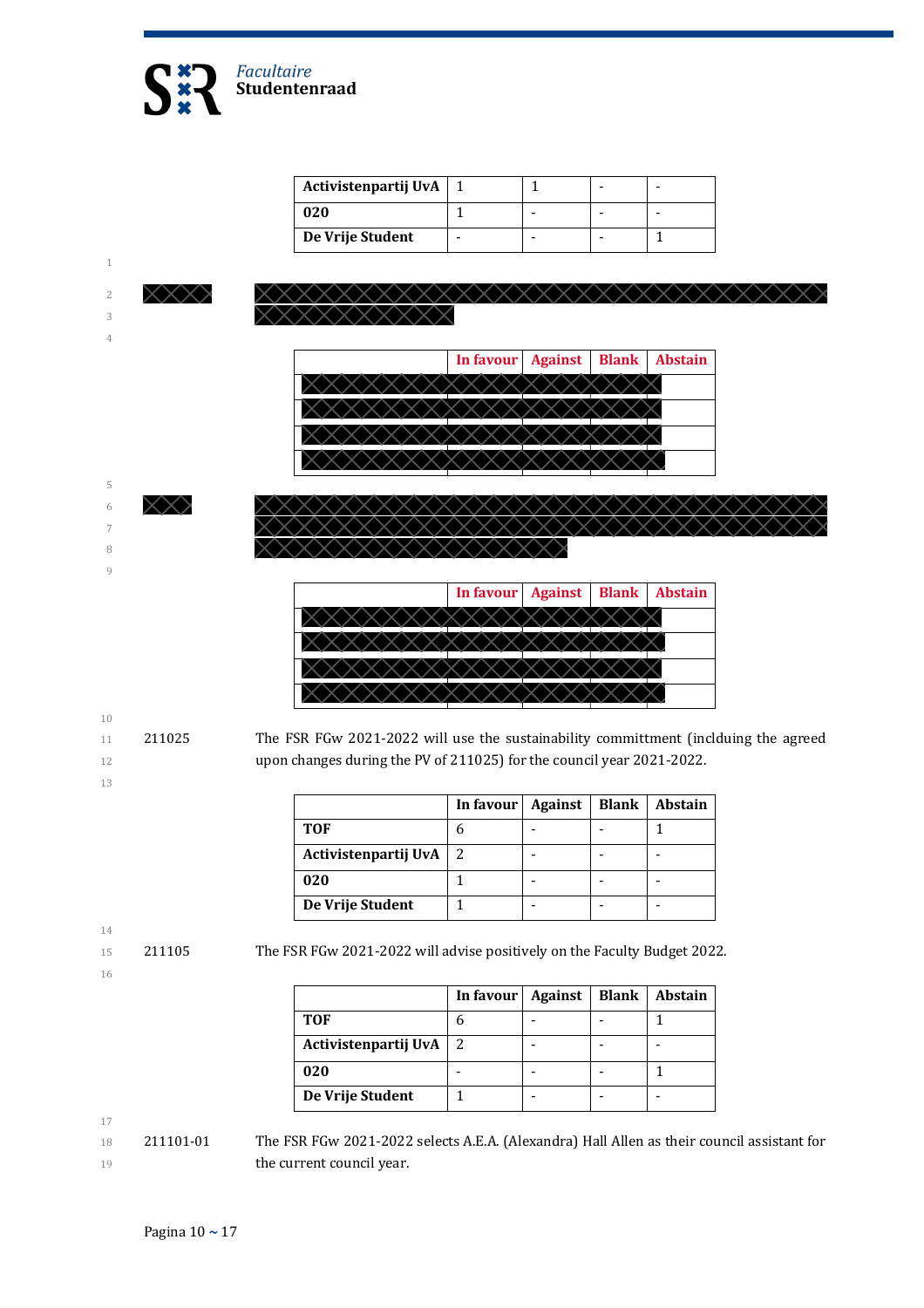| Activistenpartij UvA | 1 | 1 | - | - |
|---|---|---|---|---|
| 020 | 1 | - | - | - |
| De Vrije Student | - | - | - | 1 |

| | In favour | Against | Blank | Abstain |
|---|---|---|---|---|
| | | | | |
| | | | | |
| | | | | |
| | | | | |

| | In favour | Against | Blank | Abstain |
|---|---|---|---|---|
| | | | | |
| | | | | |
| | | | | |
| | | | | |

211025 The FSR FGw 2021-2022 will use the sustainability committment (incldluing the agreed upon changes during the PV of 211025) for the council year 2021-2022.

| | In favour | Against | Blank | Abstain |
|---|---|---|---|---|
| TOF | 6 | - | - | 1 |
| Activistenpartij UvA | 2 | - | - | - |
| 020 | 1 | - | - | - |
| De Vrije Student | 1 | - | - | - |

211105 The FSR FGw 2021-2022 will advise positively on the Faculty Budget 2022.

| | In favour | Against | Blank | Abstain |
|---|---|---|---|---|
| TOF | 6 | - | - | 1 |
| Activistenpartij UvA | 2 | - | - | - |
| 020 | - | - | - | 1 |
| De Vrije Student | 1 | - | - | - |

211101-01 The FSR FGw 2021-2022 selects A.E.A. (Alexandra) Hall Allen as their council assistant for the current council year.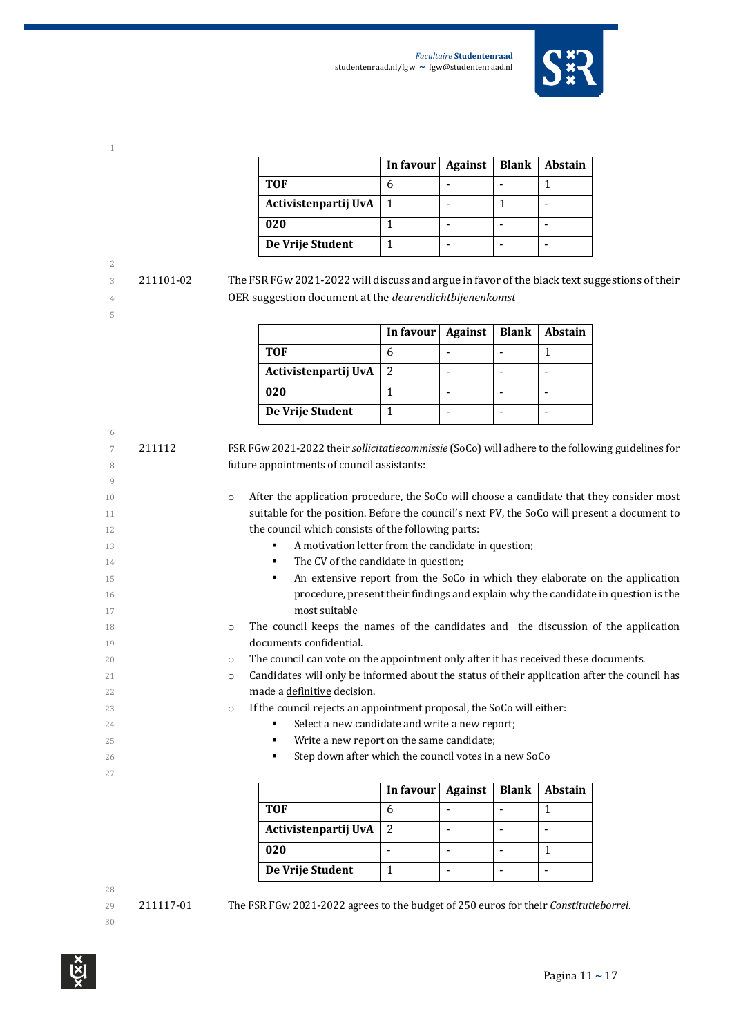| | In favour | Against | Blank | Abstain |
|---|---|---|---|---|
| **TOF** | 6 | - | - | 1 |
| **Activistenpartij UvA** | 1 | - | 1 | - |
| **020** | 1 | - | - | - |
| **De Vrije Student** | 1 | - | - | - |

211101-02 The FSR FGw 2021-2022 will discuss and argue in favor of the black text suggestions of their OER suggestion document at the *deurendichtbijenenkomst*

| | In favour | Against | Blank | Abstain |
|---|---|---|---|---|
| **TOF** | 6 | - | - | 1 |
| **Activistenpartij UvA** | 2 | - | - | - |
| **020** | 1 | - | - | - |
| **De Vrije Student** | 1 | - | - | - |

211112 FSR FGw 2021-2022 their *sollicitatiecommissie* (SoCo) will adhere to the following guidelines for future appointments of council assistants:

- After the application procedure, the SoCo will choose a candidate that they consider most suitable for the position. Before the council's next PV, the SoCo will present a document to the council which consists of the following parts:
  - A motivation letter from the candidate in question;
  - The CV of the candidate in question;
  - An extensive report from the SoCo in which they elaborate on the application procedure, present their findings and explain why the candidate in question is the most suitable
- The council keeps the names of the candidates and the discussion of the application documents confidential.
- The council can vote on the appointment only after it has received these documents.
- Candidates will only be informed about the status of their application after the council has made a <u>definitive</u> decision.
- If the council rejects an appointment proposal, the SoCo will either:
  - Select a new candidate and write a new report;
  - Write a new report on the same candidate;
  - Step down after which the council votes in a new SoCo

| | In favour | Against | Blank | Abstain |
|---|---|---|---|---|
| **TOF** | 6 | - | - | 1 |
| **Activistenpartij UvA** | 2 | - | - | - |
| **020** | - | - | - | 1 |
| **De Vrije Student** | 1 | - | - | - |

211117-01 The FSR FGw 2021-2022 agrees to the budget of 250 euros for their *Constitutieborrel*.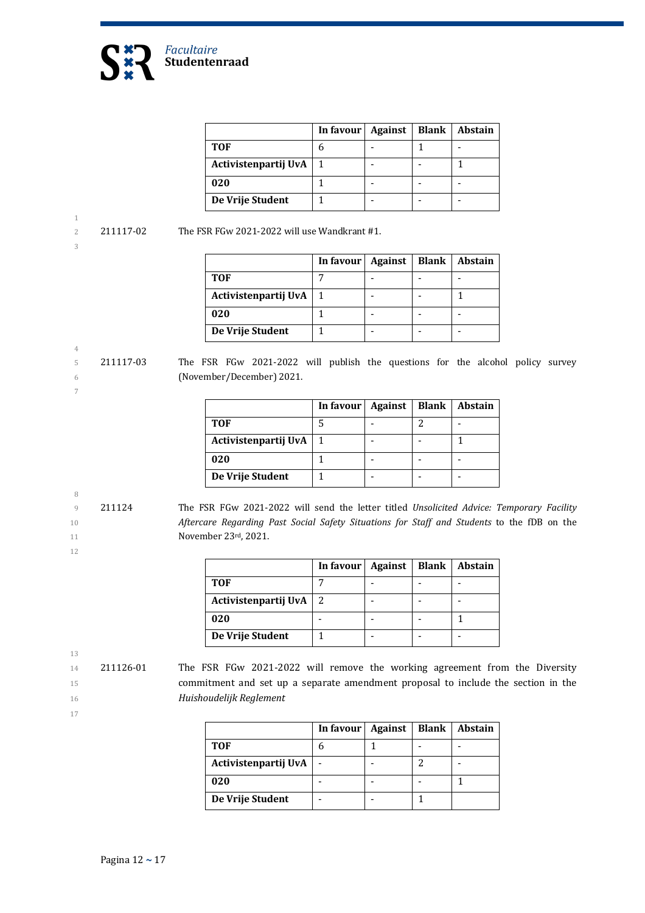| | In favour | Against | Blank | Abstain |
|---|---|---|---|---|
| **TOF** | 6 | - | 1 | - |
| **Activistenpartij UvA** | 1 | - | - | 1 |
| **020** | 1 | - | - | - |
| **De Vrije Student** | 1 | - | - | - |

211117-02 The FSR FGw 2021-2022 will use Wandkrant #1.

| | In favour | Against | Blank | Abstain |
|---|---|---|---|---|
| **TOF** | 7 | - | - | - |
| **Activistenpartij UvA** | 1 | - | - | 1 |
| **020** | 1 | - | - | - |
| **De Vrije Student** | 1 | - | - | - |

211117-03 The FSR FGw 2021-2022 will publish the questions for the alcohol policy survey (November/December) 2021.

| | In favour | Against | Blank | Abstain |
|---|---|---|---|---|
| **TOF** | 5 | - | 2 | - |
| **Activistenpartij UvA** | 1 | - | - | 1 |
| **020** | 1 | - | - | - |
| **De Vrije Student** | 1 | - | - | - |

211124 The FSR FGw 2021-2022 will send the letter titled *Unsolicited Advice: Temporary Facility Aftercare Regarding Past Social Safety Situations for Staff and Students* to the fDB on the November 23rd, 2021.

| | In favour | Against | Blank | Abstain |
|---|---|---|---|---|
| **TOF** | 7 | - | - | - |
| **Activistenpartij UvA** | 2 | - | - | - |
| **020** | - | - | - | 1 |
| **De Vrije Student** | 1 | - | - | - |

211126-01 The FSR FGw 2021-2022 will remove the working agreement from the Diversity commitment and set up a separate amendment proposal to include the section in the *Huishoudelijk Reglement*

| | In favour | Against | Blank | Abstain |
|---|---|---|---|---|
| **TOF** | 6 | 1 | - | - |
| **Activistenpartij UvA** | - | - | 2 | - |
| **020** | - | - | - | 1 |
| **De Vrije Student** | - | - | 1 | |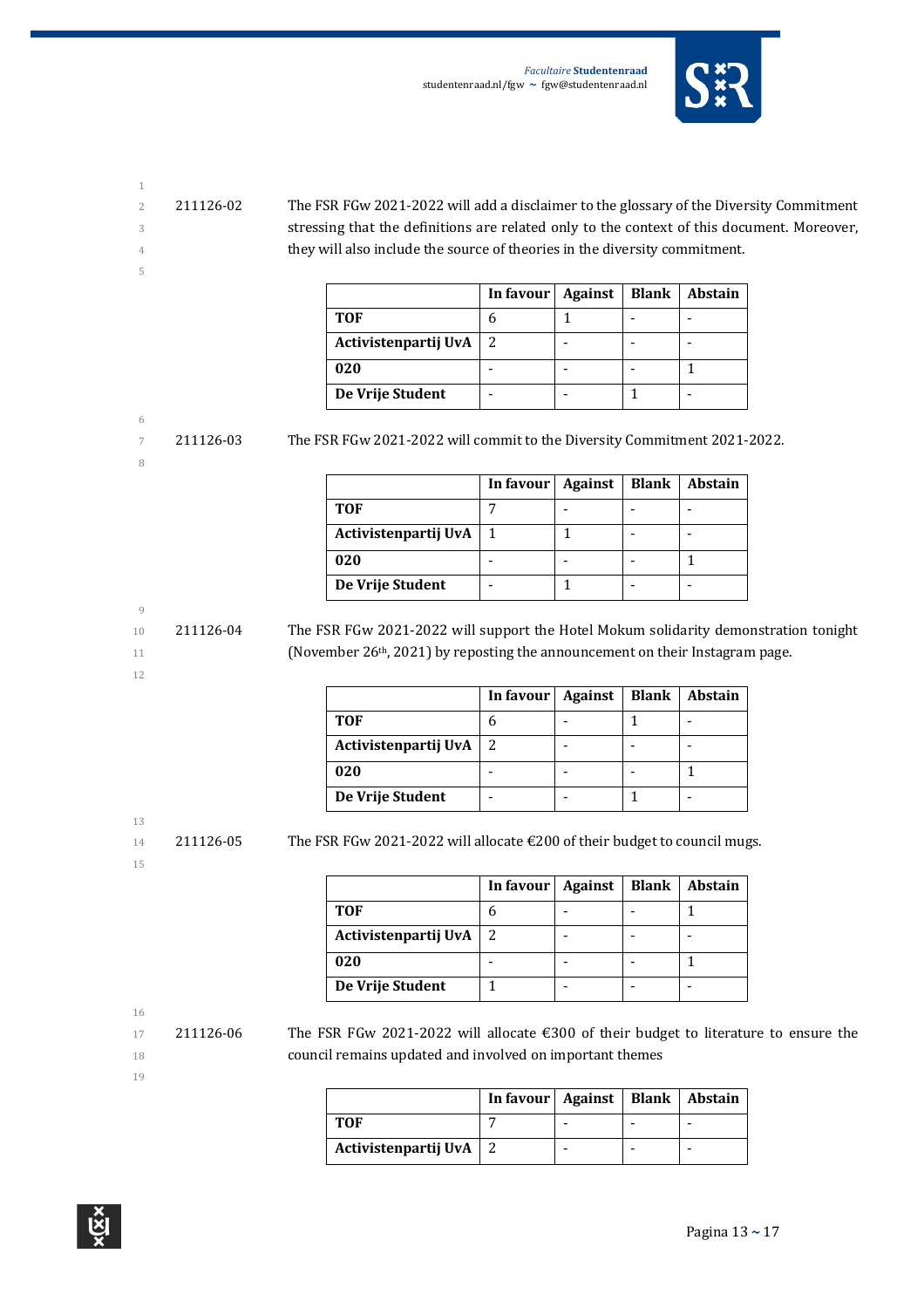211126-02 The FSR FGw 2021-2022 will add a disclaimer to the glossary of the Diversity Commitment stressing that the definitions are related only to the context of this document. Moreover, they will also include the source of theories in the diversity commitment.

| | In favour | Against | Blank | Abstain |
|---|---|---|---|---|
| **TOF** | 6 | 1 | - | - |
| **Activistenpartij UvA** | 2 | - | - | - |
| **020** | - | - | - | 1 |
| **De Vrije Student** | - | - | 1 | - |

211126-03 The FSR FGw 2021-2022 will commit to the Diversity Commitment 2021-2022.

| | In favour | Against | Blank | Abstain |
|---|---|---|---|---|
| **TOF** | 7 | - | - | - |
| **Activistenpartij UvA** | 1 | 1 | - | - |
| **020** | - | - | - | 1 |
| **De Vrije Student** | - | 1 | - | - |

211126-04 The FSR FGw 2021-2022 will support the Hotel Mokum solidarity demonstration tonight (November 26th, 2021) by reposting the announcement on their Instagram page.

| | In favour | Against | Blank | Abstain |
|---|---|---|---|---|
| **TOF** | 6 | - | 1 | - |
| **Activistenpartij UvA** | 2 | - | - | - |
| **020** | - | - | - | 1 |
| **De Vrije Student** | - | - | 1 | - |

211126-05 The FSR FGw 2021-2022 will allocate €200 of their budget to council mugs.

| | In favour | Against | Blank | Abstain |
|---|---|---|---|---|
| **TOF** | 6 | - | - | 1 |
| **Activistenpartij UvA** | 2 | - | - | - |
| **020** | - | - | - | 1 |
| **De Vrije Student** | 1 | - | - | - |

211126-06 The FSR FGw 2021-2022 will allocate €300 of their budget to literature to ensure the council remains updated and involved on important themes

| | In favour | Against | Blank | Abstain |
|---|---|---|---|---|
| **TOF** | 7 | - | - | - |
| **Activistenpartij UvA** | 2 | - | - | - |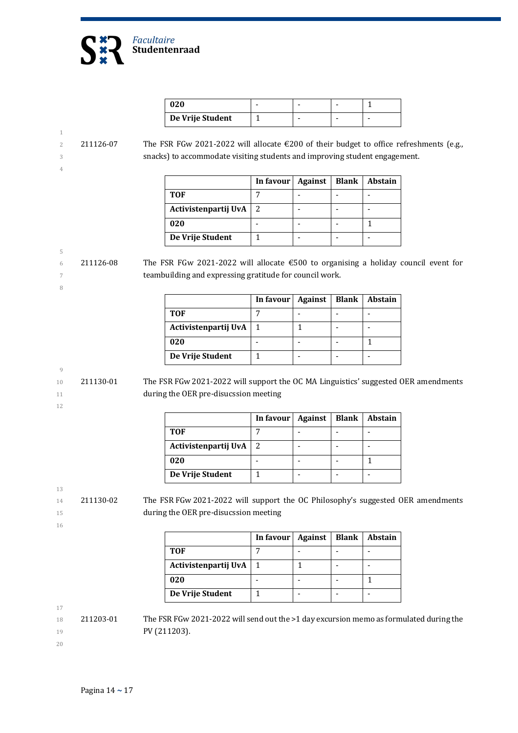| | | | | |
|---|---|---|---|---|
| **020** | - | - | - | 1 |
| **De Vrije Student** | 1 | - | - | - |

211126-07 The FSR FGw 2021-2022 will allocate €200 of their budget to office refreshments (e.g., snacks) to accommodate visiting students and improving student engagement.

| | In favour | Against | Blank | Abstain |
|---|---|---|---|---|
| **TOF** | 7 | - | - | - |
| **Activistenpartij UvA** | 2 | - | - | - |
| **020** | - | - | - | 1 |
| **De Vrije Student** | 1 | - | - | - |

211126-08 The FSR FGw 2021-2022 will allocate €500 to organising a holiday council event for teambuilding and expressing gratitude for council work.

| | In favour | Against | Blank | Abstain |
|---|---|---|---|---|
| **TOF** | 7 | - | - | - |
| **Activistenpartij UvA** | 1 | 1 | - | - |
| **020** | - | - | - | 1 |
| **De Vrije Student** | 1 | - | - | - |

211130-01 The FSR FGw 2021-2022 will support the OC MA Linguistics' suggested OER amendments during the OER pre-disucssion meeting

| | In favour | Against | Blank | Abstain |
|---|---|---|---|---|
| **TOF** | 7 | - | - | - |
| **Activistenpartij UvA** | 2 | - | - | - |
| **020** | - | - | - | 1 |
| **De Vrije Student** | 1 | - | - | - |

211130-02 The FSR FGw 2021-2022 will support the OC Philosophy's suggested OER amendments during the OER pre-disucssion meeting

| | In favour | Against | Blank | Abstain |
|---|---|---|---|---|
| **TOF** | 7 | - | - | - |
| **Activistenpartij UvA** | 1 | 1 | - | - |
| **020** | - | - | - | 1 |
| **De Vrije Student** | 1 | - | - | - |

211203-01 The FSR FGw 2021-2022 will send out the >1 day excursion memo as formulated during the PV (211203).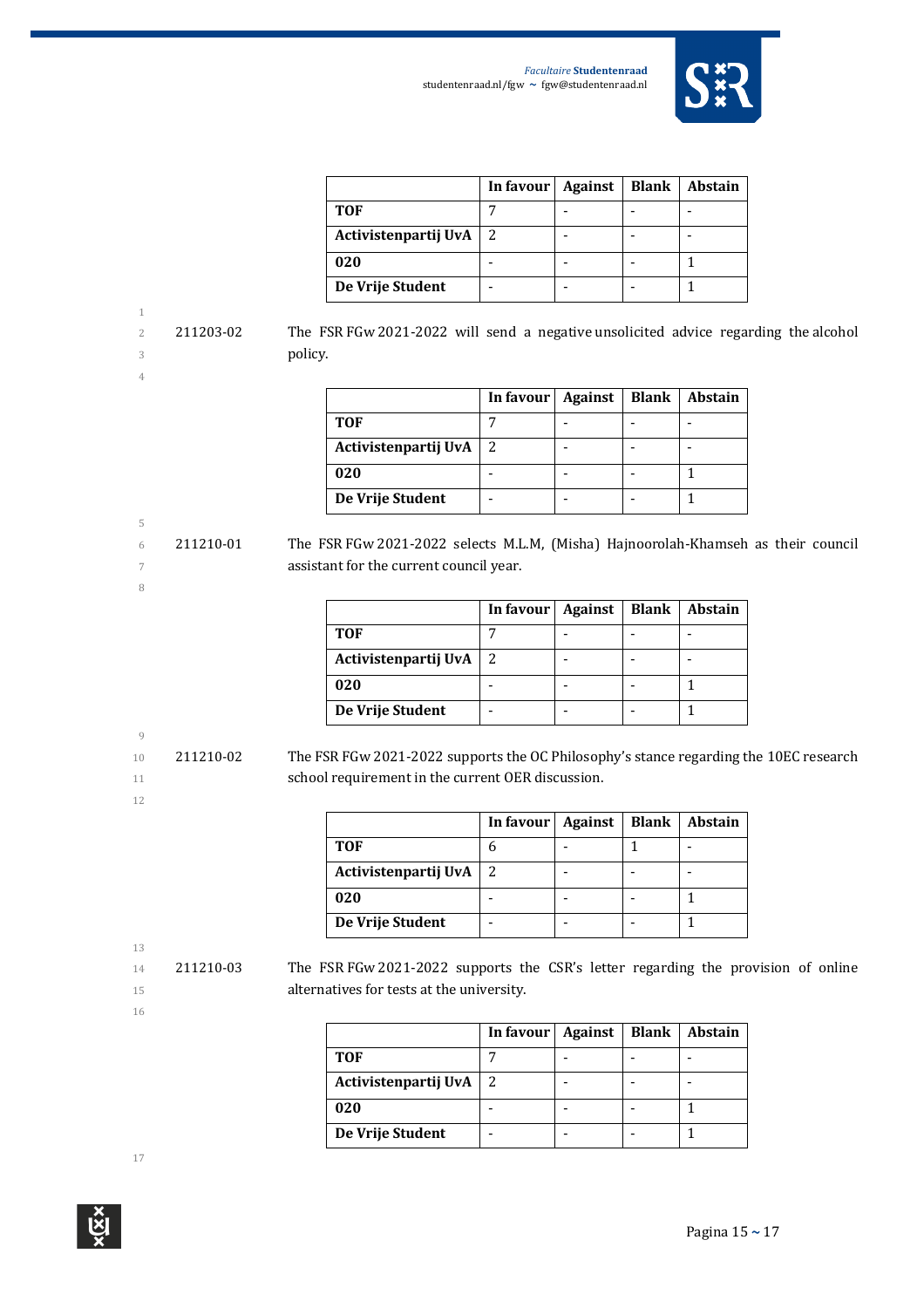| | In favour | Against | Blank | Abstain |
|---|---|---|---|---|
| **TOF** | 7 | - | - | - |
| **Activistenpartij UvA** | 2 | - | - | - |
| **020** | - | - | - | 1 |
| **De Vrije Student** | - | - | - | 1 |

211203-02 The FSR FGw 2021-2022 will send a negative unsolicited advice regarding the alcohol policy.

| | In favour | Against | Blank | Abstain |
|---|---|---|---|---|
| **TOF** | 7 | - | - | - |
| **Activistenpartij UvA** | 2 | - | - | - |
| **020** | - | - | - | 1 |
| **De Vrije Student** | - | - | - | 1 |

211210-01 The FSR FGw 2021-2022 selects M.L.M, (Misha) Hajnoorolah-Khamseh as their council assistant for the current council year.

| | In favour | Against | Blank | Abstain |
|---|---|---|---|---|
| **TOF** | 7 | - | - | - |
| **Activistenpartij UvA** | 2 | - | - | - |
| **020** | - | - | - | 1 |
| **De Vrije Student** | - | - | - | 1 |

211210-02 The FSR FGw 2021-2022 supports the OC Philosophy's stance regarding the 10EC research school requirement in the current OER discussion.

| | In favour | Against | Blank | Abstain |
|---|---|---|---|---|
| **TOF** | 6 | - | 1 | - |
| **Activistenpartij UvA** | 2 | - | - | - |
| **020** | - | - | - | 1 |
| **De Vrije Student** | - | - | - | 1 |

211210-03 The FSR FGw 2021-2022 supports the CSR's letter regarding the provision of online alternatives for tests at the university.

| | In favour | Against | Blank | Abstain |
|---|---|---|---|---|
| **TOF** | 7 | - | - | - |
| **Activistenpartij UvA** | 2 | - | - | - |
| **020** | - | - | - | 1 |
| **De Vrije Student** | - | - | - | 1 |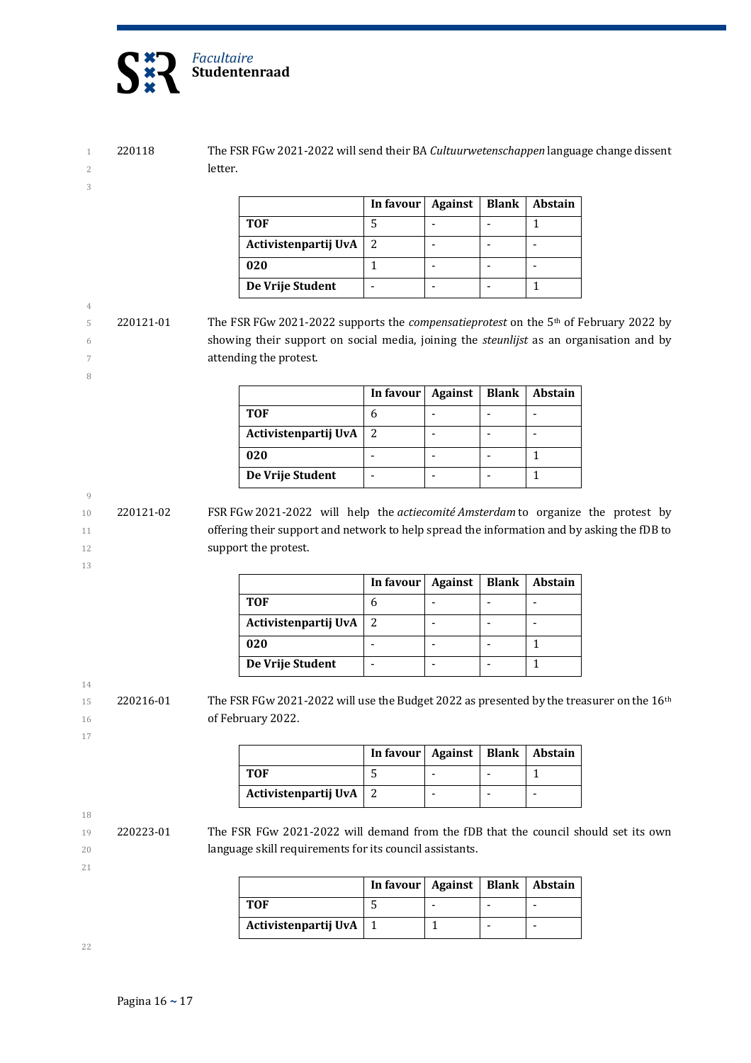220118 The FSR FGw 2021-2022 will send their BA *Cultuurwetenschappen* language change dissent letter.

| | In favour | Against | Blank | Abstain |
|---|---|---|---|---|
| **TOF** | 5 | - | - | 1 |
| **Activistenpartij UvA** | 2 | - | - | - |
| **020** | 1 | - | - | - |
| **De Vrije Student** | - | - | - | 1 |

220121-01 The FSR FGw 2021-2022 supports the *compensatieprotest* on the 5th of February 2022 by showing their support on social media, joining the *steunlijst* as an organisation and by attending the protest.

| | In favour | Against | Blank | Abstain |
|---|---|---|---|---|
| **TOF** | 6 | - | - | - |
| **Activistenpartij UvA** | 2 | - | - | - |
| **020** | - | - | - | 1 |
| **De Vrije Student** | - | - | - | 1 |

220121-02 FSR FGw 2021-2022 will help the *actiecomité Amsterdam* to organize the protest by offering their support and network to help spread the information and by asking the fDB to support the protest.

| | In favour | Against | Blank | Abstain |
|---|---|---|---|---|
| **TOF** | 6 | - | - | - |
| **Activistenpartij UvA** | 2 | - | - | - |
| **020** | - | - | - | 1 |
| **De Vrije Student** | - | - | - | 1 |

220216-01 The FSR FGw 2021-2022 will use the Budget 2022 as presented by the treasurer on the 16th of February 2022.

| | In favour | Against | Blank | Abstain |
|---|---|---|---|---|
| **TOF** | 5 | - | - | 1 |
| **Activistenpartij UvA** | 2 | - | - | - |

220223-01 The FSR FGw 2021-2022 will demand from the fDB that the council should set its own language skill requirements for its council assistants.

| | In favour | Against | Blank | Abstain |
|---|---|---|---|---|
| **TOF** | 5 | - | - | - |
| **Activistenpartij UvA** | 1 | 1 | - | - |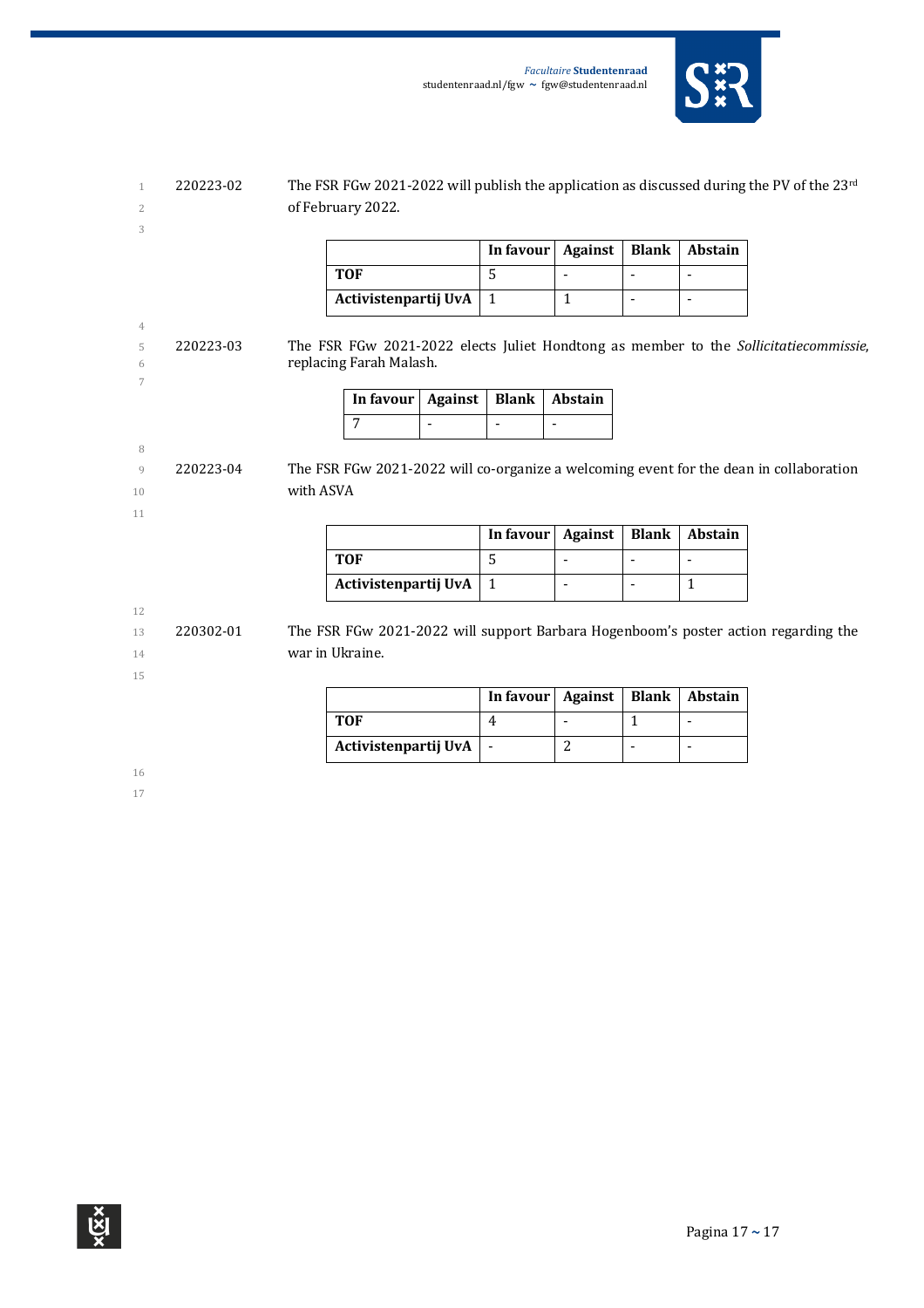220223-02 The FSR FGw 2021-2022 will publish the application as discussed during the PV of the 23rd of February 2022.

| | In favour | Against | Blank | Abstain |
|---|---|---|---|---|
| **TOF** | 5 | - | - | - |
| **Activistenpartij UvA** | 1 | 1 | - | - |

220223-03 The FSR FGw 2021-2022 elects Juliet Hondtong as member to the *Sollicitatiecommissie*, replacing Farah Malash.

| In favour | Against | Blank | Abstain |
|---|---|---|---|
| 7 | - | - | - |

220223-04 The FSR FGw 2021-2022 will co-organize a welcoming event for the dean in collaboration with ASVA

| | In favour | Against | Blank | Abstain |
|---|---|---|---|---|
| **TOF** | 5 | - | - | - |
| **Activistenpartij UvA** | 1 | - | - | 1 |

220302-01 The FSR FGw 2021-2022 will support Barbara Hogenboom's poster action regarding the war in Ukraine.

| | In favour | Against | Blank | Abstain |
|---|---|---|---|---|
| **TOF** | 4 | - | 1 | - |
| **Activistenpartij UvA** | - | 2 | - | - |